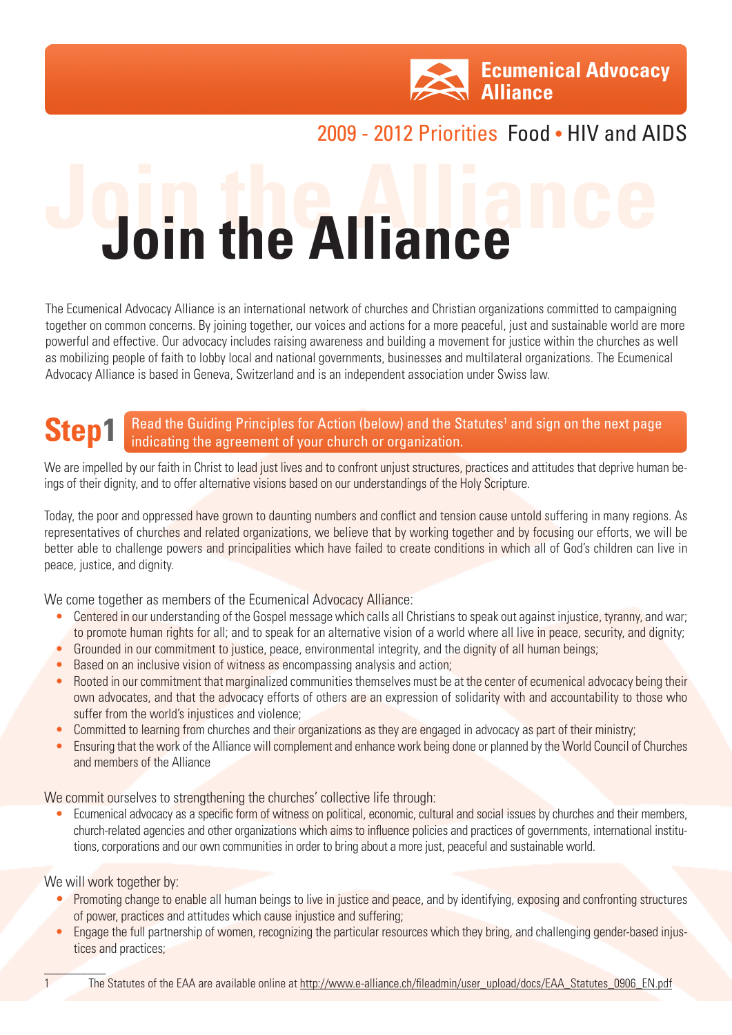Ecumenical Advocacy Alliance

2009 - 2012 Priorities Food • HIV and AIDS

# Join the Alliance

The Ecumenical Advocacy Alliance is an international network of churches and Christian organizations committed to campaigning together on common concerns. By joining together, our voices and actions for a more peaceful, just and sustainable world are more powerful and effective. Our advocacy includes raising awareness and building a movement for justice within the churches as well as mobilizing people of faith to lobby local and national governments, businesses and multilateral organizations. The Ecumenical Advocacy Alliance is based in Geneva, Switzerland and is an independent association under Swiss law.

## Step1 Read the Guiding Principles for Action (below) and the Statutes[1] and sign on the next page indicating the agreement of your church or organization.

We are impelled by our faith in Christ to lead just lives and to confront unjust structures, practices and attitudes that deprive human beings of their dignity, and to offer alternative visions based on our understandings of the Holy Scripture.

Today, the poor and oppressed have grown to daunting numbers and conflict and tension cause untold suffering in many regions. As representatives of churches and related organizations, we believe that by working together and by focusing our efforts, we will be better able to challenge powers and principalities which have failed to create conditions in which all of God's children can live in peace, justice, and dignity.

We come together as members of the Ecumenical Advocacy Alliance:

- Centered in our understanding of the Gospel message which calls all Christians to speak out against injustice, tyranny, and war; to promote human rights for all; and to speak for an alternative vision of a world where all live in peace, security, and dignity;
- Grounded in our commitment to justice, peace, environmental integrity, and the dignity of all human beings;
- Based on an inclusive vision of witness as encompassing analysis and action;
- Rooted in our commitment that marginalized communities themselves must be at the center of ecumenical advocacy being their own advocates, and that the advocacy efforts of others are an expression of solidarity with and accountability to those who suffer from the world's injustices and violence;
- Committed to learning from churches and their organizations as they are engaged in advocacy as part of their ministry;
- Ensuring that the work of the Alliance will complement and enhance work being done or planned by the World Council of Churches and members of the Alliance

We commit ourselves to strengthening the churches' collective life through:

- Ecumenical advocacy as a specific form of witness on political, economic, cultural and social issues by churches and their members, church-related agencies and other organizations which aims to influence policies and practices of governments, international institutions, corporations and our own communities in order to bring about a more just, peaceful and sustainable world.

We will work together by:

- Promoting change to enable all human beings to live in justice and peace, and by identifying, exposing and confronting structures of power, practices and attitudes which cause injustice and suffering;
- Engage the full partnership of women, recognizing the particular resources which they bring, and challenging gender-based injustices and practices;

[1] The Statutes of the EAA are available online at http://www.e-alliance.ch/fileadmin/user_upload/docs/EAA_Statutes_0906_EN.pdf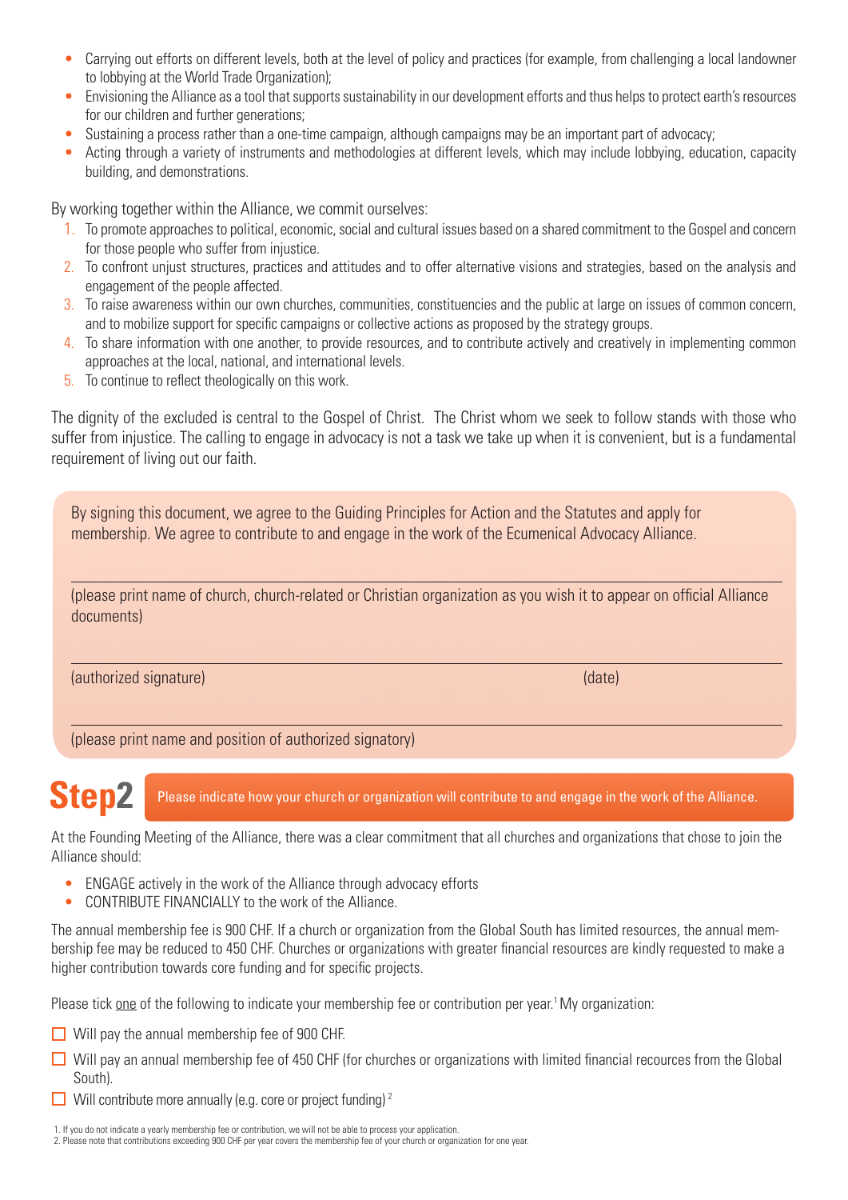- Carrying out efforts on different levels, both at the level of policy and practices (for example, from challenging a local landowner to lobbying at the World Trade Organization);
- Envisioning the Alliance as a tool that supports sustainability in our development efforts and thus helps to protect earth's resources for our children and further generations;
- Sustaining a process rather than a one-time campaign, although campaigns may be an important part of advocacy;
- Acting through a variety of instruments and methodologies at different levels, which may include lobbying, education, capacity building, and demonstrations.

By working together within the Alliance, we commit ourselves:

1. To promote approaches to political, economic, social and cultural issues based on a shared commitment to the Gospel and concern for those people who suffer from injustice.
2. To confront unjust structures, practices and attitudes and to offer alternative visions and strategies, based on the analysis and engagement of the people affected.
3. To raise awareness within our own churches, communities, constituencies and the public at large on issues of common concern, and to mobilize support for specific campaigns or collective actions as proposed by the strategy groups.
4. To share information with one another, to provide resources, and to contribute actively and creatively in implementing common approaches at the local, national, and international levels.
5. To continue to reflect theologically on this work.

The dignity of the excluded is central to the Gospel of Christ. The Christ whom we seek to follow stands with those who suffer from injustice. The calling to engage in advocacy is not a task we take up when it is convenient, but is a fundamental requirement of living out our faith.

By signing this document, we agree to the Guiding Principles for Action and the Statutes and apply for membership. We agree to contribute to and engage in the work of the Ecumenical Advocacy Alliance.

______________________________________________

(please print name of church, church-related or Christian organization as you wish it to appear on official Alliance documents)

______________________________________________

(authorized signature) (date)

______________________________________________

(please print name and position of authorized signatory)

## Step2

Please indicate how your church or organization will contribute to and engage in the work of the Alliance.

At the Founding Meeting of the Alliance, there was a clear commitment that all churches and organizations that chose to join the Alliance should:

- ENGAGE actively in the work of the Alliance through advocacy efforts
- CONTRIBUTE FINANCIALLY to the work of the Alliance.

The annual membership fee is 900 CHF. If a church or organization from the Global South has limited resources, the annual membership fee may be reduced to 450 CHF. Churches or organizations with greater financial resources are kindly requested to make a higher contribution towards core funding and for specific projects.

Please tick one of the following to indicate your membership fee or contribution per year.[1] My organization:

☐ Will pay the annual membership fee of 900 CHF.

☐ Will pay an annual membership fee of 450 CHF (for churches or organizations with limited financial recources from the Global South).

☐ Will contribute more annually (e.g. core or project funding) [2]

1. If you do not indicate a yearly membership fee or contribution, we will not be able to process your application.
2. Please note that contributions exceeding 900 CHF per year covers the membership fee of your church or organization for one year.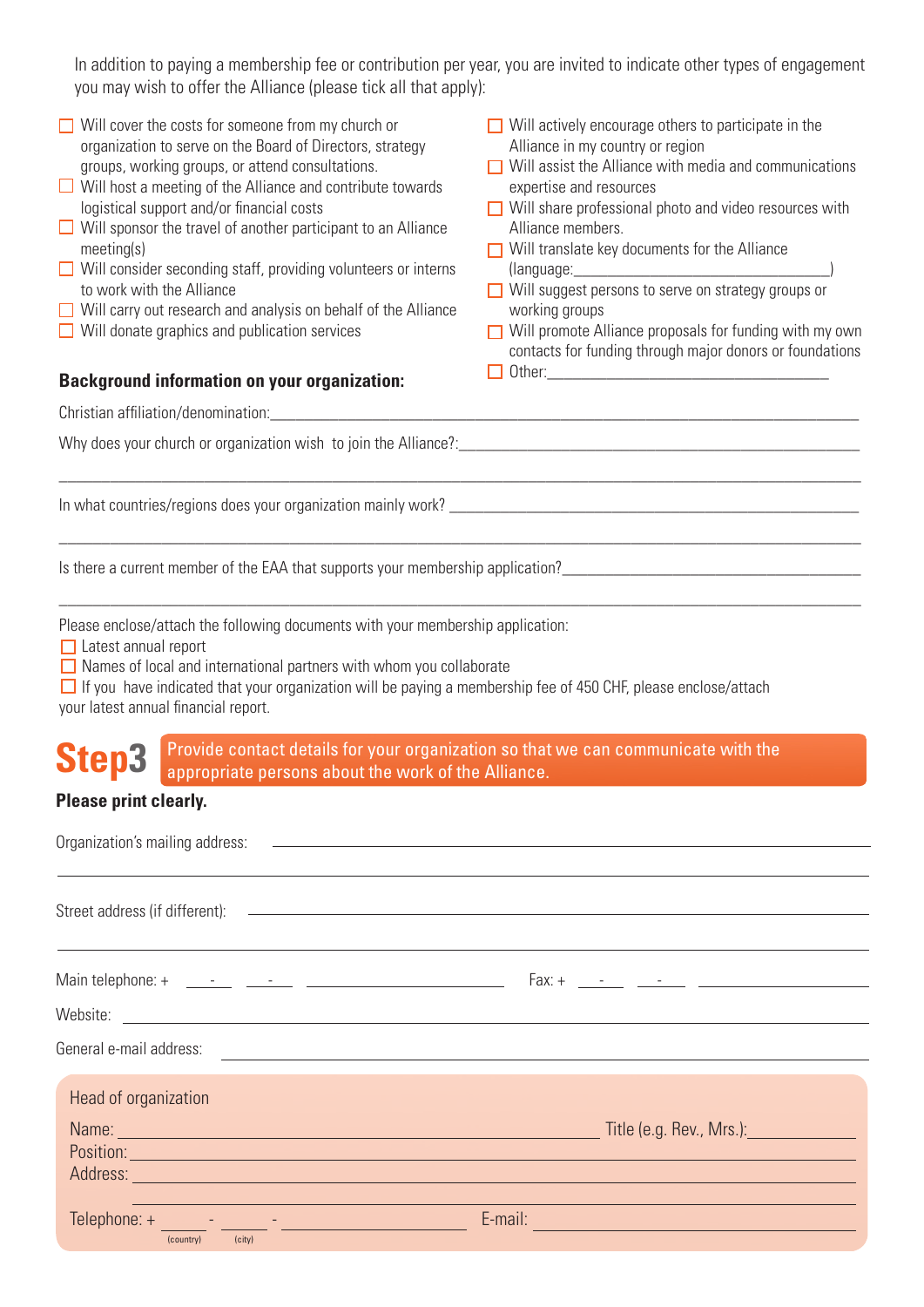In addition to paying a membership fee or contribution per year, you are invited to indicate other types of engagement you may wish to offer the Alliance (please tick all that apply):

- ☐ Will cover the costs for someone from my church or organization to serve on the Board of Directors, strategy groups, working groups, or attend consultations.
- ☐ Will host a meeting of the Alliance and contribute towards logistical support and/or financial costs
- ☐ Will sponsor the travel of another participant to an Alliance meeting(s)
- ☐ Will consider seconding staff, providing volunteers or interns to work with the Alliance
- ☐ Will carry out research and analysis on behalf of the Alliance
- ☐ Will donate graphics and publication services
- ☐ Will actively encourage others to participate in the Alliance in my country or region
- ☐ Will assist the Alliance with media and communications expertise and resources
- ☐ Will share professional photo and video resources with Alliance members.
- ☐ Will translate key documents for the Alliance (language:_______________)
- ☐ Will suggest persons to serve on strategy groups or working groups
- ☐ Will promote Alliance proposals for funding with my own contacts for funding through major donors or foundations
- ☐ Other:_______________

**Background information on your organization:**

Christian affiliation/denomination:_______________

Why does your church or organization wish to join the Alliance?:_______________

_______________

In what countries/regions does your organization mainly work? _______________

_______________

Is there a current member of the EAA that supports your membership application?_______________

_______________

Please enclose/attach the following documents with your membership application:

- ☐ Latest annual report
- ☐ Names of local and international partners with whom you collaborate
- ☐ If you have indicated that your organization will be paying a membership fee of 450 CHF, please enclose/attach your latest annual financial report.

## Step3

Provide contact details for your organization so that we can communicate with the appropriate persons about the work of the Alliance.

**Please print clearly.**

Organization's mailing address: _______________

_______________

Street address (if different): _______________

_______________

Main telephone: + ___ - ___ - _______________ Fax: + ___ - ___ - _______________

Website: _______________

General e-mail address: _______________

### Head of organization

Name: _______________ Title (e.g. Rev., Mrs.): _______________

Position: _______________

Address: _______________

_______________

Telephone: + ___ (country) - ___ (city) - _______________ E-mail: _______________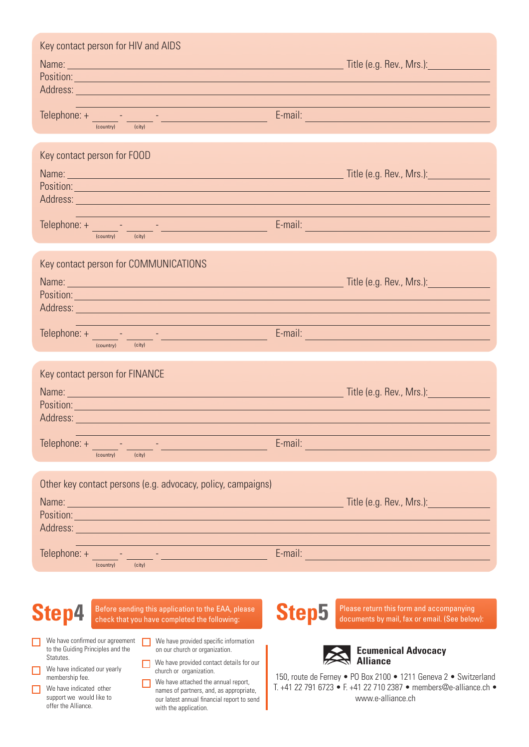## Key contact person for HIV and AIDS

Name: _______________ Title (e.g. Rev., Mrs.): _______________

Position: _______________

Address: _______________

_______________

Telephone: + _____ - _____ - _______________ E-mail: _______________
(country) (city)

## Key contact person for FOOD

Name: _______________ Title (e.g. Rev., Mrs.): _______________

Position: _______________

Address: _______________

_______________

Telephone: + _____ - _____ - _______________ E-mail: _______________
(country) (city)

## Key contact person for COMMUNICATIONS

Name: _______________ Title (e.g. Rev., Mrs.): _______________

Position: _______________

Address: _______________

_______________

Telephone: + _____ - _____ - _______________ E-mail: _______________
(country) (city)

## Key contact person for FINANCE

Name: _______________ Title (e.g. Rev., Mrs.): _______________

Position: _______________

Address: _______________

_______________

Telephone: + _____ - _____ - _______________ E-mail: _______________
(country) (city)

## Other key contact persons (e.g. advocacy, policy, campaigns)

Name: _______________ Title (e.g. Rev., Mrs.): _______________

Position: _______________

Address: _______________

_______________

Telephone: + _____ - _____ - _______________ E-mail: _______________
(country) (city)

## Step4

Before sending this application to the EAA, please check that you have completed the following:

- ☐ We have confirmed our agreement to the Guiding Principles and the Statutes.
- ☐ We have indicated our yearly membership fee.
- ☐ We have indicated other support we would like to offer the Alliance.
- ☐ We have provided specific information on our church or organization.
- ☐ We have provided contact details for our church or organization.
- ☐ We have attached the annual report, names of partners, and, as appropriate, our latest annual financial report to send with the application.

## Step5

Please return this form and accompanying documents by mail, fax or email. (See below):

**Ecumenical Advocacy Alliance**

150, route de Ferney • PO Box 2100 • 1211 Geneva 2 • Switzerland
T. +41 22 791 6723 • F. +41 22 710 2387 • members@e-alliance.ch •
www.e-alliance.ch